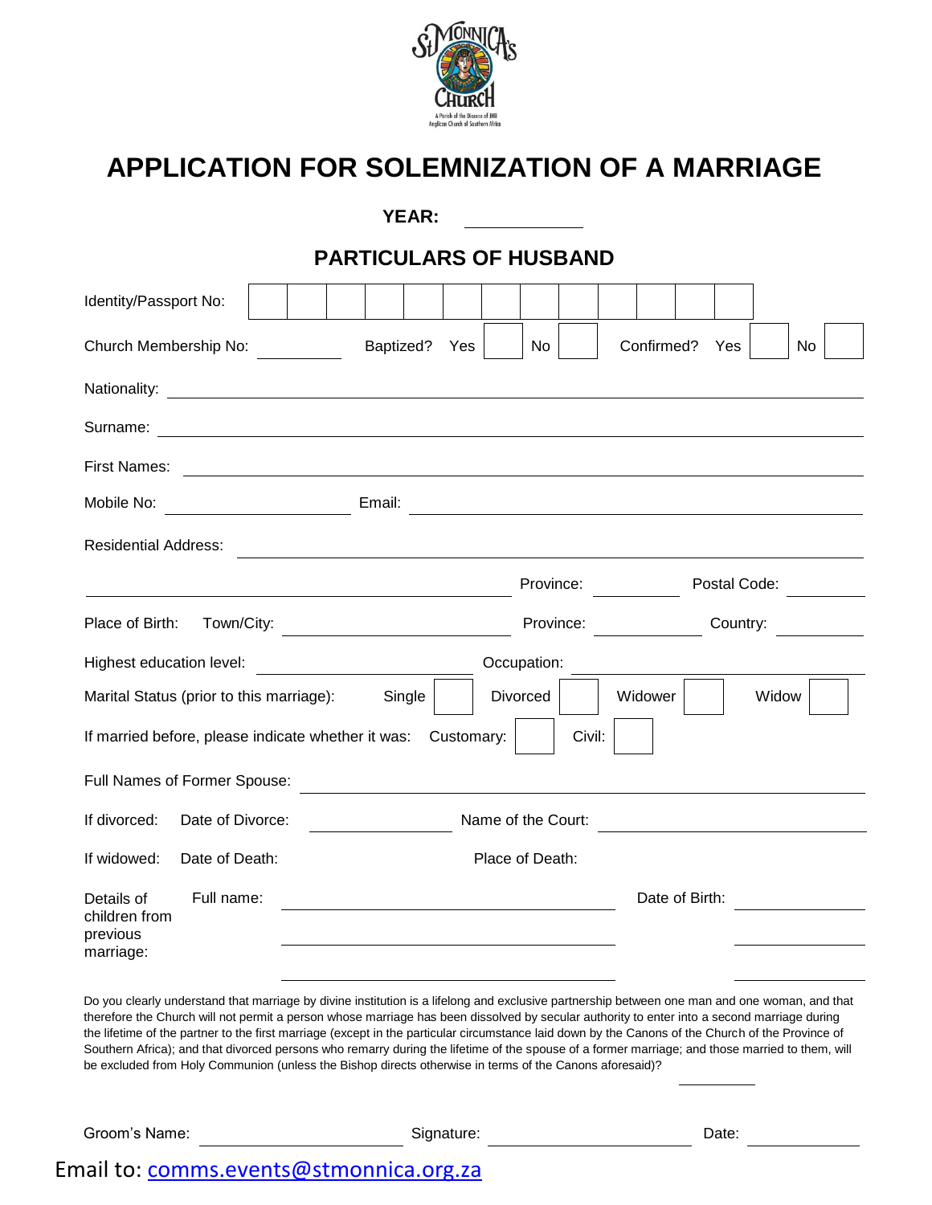# APPLICATION FOR SOLEMNIZATION OF A MARRIAGE

**YEAR:** \_\_\_\_\_\_\_\_\_\_

## PARTICULARS OF HUSBAND

Identity/Passport No: | | | | | | | | | | | | | |

Church Membership No: \_\_\_\_\_\_\_\_\_\_ Baptized? Yes ☐ No ☐ Confirmed? Yes ☐ No ☐

Nationality: \_\_\_\_\_\_\_\_\_\_\_\_\_\_\_\_\_\_\_\_\_\_\_\_\_\_\_\_\_\_\_\_\_\_\_\_\_\_\_\_

Surname: \_\_\_\_\_\_\_\_\_\_\_\_\_\_\_\_\_\_\_\_\_\_\_\_\_\_\_\_\_\_\_\_\_\_\_\_\_\_\_\_

First Names: \_\_\_\_\_\_\_\_\_\_\_\_\_\_\_\_\_\_\_\_\_\_\_\_\_\_\_\_\_\_\_\_\_\_\_\_\_\_\_\_

Mobile No: \_\_\_\_\_\_\_\_\_\_\_\_\_\_\_\_\_\_\_\_ Email: \_\_\_\_\_\_\_\_\_\_\_\_\_\_\_\_\_\_\_\_\_\_\_\_\_\_\_\_\_\_

Residential Address: \_\_\_\_\_\_\_\_\_\_\_\_\_\_\_\_\_\_\_\_\_\_\_\_\_\_\_\_\_\_\_\_\_\_\_\_\_\_\_\_

\_\_\_\_\_\_\_\_\_\_\_\_\_\_\_\_\_\_\_\_\_\_\_\_\_\_\_\_\_\_ Province: \_\_\_\_\_\_\_\_\_\_ Postal Code: \_\_\_\_\_\_\_\_

Place of Birth: Town/City: \_\_\_\_\_\_\_\_\_\_\_\_\_\_\_\_\_\_\_\_ Province: \_\_\_\_\_\_\_\_\_\_ Country: \_\_\_\_\_\_\_\_

Highest education level: \_\_\_\_\_\_\_\_\_\_\_\_\_\_\_\_\_\_\_\_ Occupation: \_\_\_\_\_\_\_\_\_\_\_\_\_\_\_\_\_\_\_\_

Marital Status (prior to this marriage): Single ☐ Divorced ☐ Widower ☐ Widow ☐

If married before, please indicate whether it was: Customary: ☐ Civil: ☐

Full Names of Former Spouse: \_\_\_\_\_\_\_\_\_\_\_\_\_\_\_\_\_\_\_\_\_\_\_\_\_\_\_\_\_\_\_\_\_\_\_\_\_\_\_\_

If divorced: Date of Divorce: \_\_\_\_\_\_\_\_\_\_\_\_\_\_\_\_ Name of the Court: \_\_\_\_\_\_\_\_\_\_\_\_\_\_\_\_\_\_\_\_

If widowed: Date of Death: Place of Death:

| Details of children from previous marriage: | Full name: | Date of Birth: |
|---|---|---|
| | | |
| | | |
| | | |

Do you clearly understand that marriage by divine institution is a lifelong and exclusive partnership between one man and one woman, and that therefore the Church will not permit a person whose marriage has been dissolved by secular authority to enter into a second marriage during the lifetime of the partner to the first marriage (except in the particular circumstance laid down by the Canons of the Church of the Province of Southern Africa); and that divorced persons who remarry during the lifetime of the spouse of a former marriage; and those married to them, will be excluded from Holy Communion (unless the Bishop directs otherwise in terms of the Canons aforesaid)?

\_\_\_\_\_\_\_\_\_\_

Groom's Name: \_\_\_\_\_\_\_\_\_\_\_\_\_\_\_\_\_\_\_\_ Signature: \_\_\_\_\_\_\_\_\_\_\_\_\_\_\_\_\_\_\_\_ Date: \_\_\_\_\_\_\_\_\_\_

Email to: [comms.events@stmonnica.org.za](mailto:comms.events@stmonnica.org.za)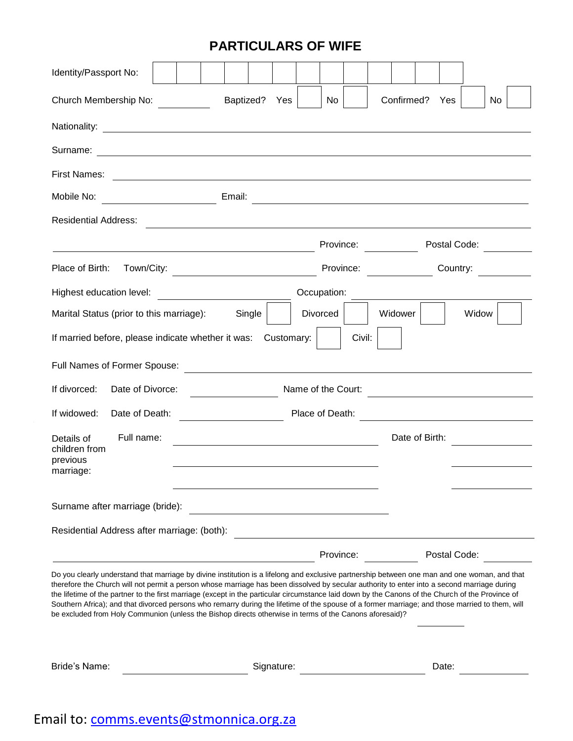# PARTICULARS OF WIFE

Identity/Passport No: | | | | | | | | | | | | |

Church Membership No: __________ Baptized? Yes ☐ No ☐ Confirmed? Yes ☐ No ☐

Nationality: ______________________________

Surname: ______________________________

First Names: ______________________________

Mobile No: ______________ Email: ______________________________

Residential Address: ______________________________

______________________________ Province: __________ Postal Code: __________

Place of Birth: Town/City: ______________ Province: __________ Country: __________

Highest education level: ______________ Occupation: ______________

Marital Status (prior to this marriage): Single ☐ Divorced ☐ Widower ☐ Widow ☐

If married before, please indicate whether it was: Customary: ☐ Civil: ☐

Full Names of Former Spouse: ______________________________

If divorced: Date of Divorce: __________ Name of the Court: ______________

If widowed: Date of Death: __________ Place of Death: ______________

Details of children from previous marriage:

| Full name: | Date of Birth: |
|---|---|
| | |
| | |
| | |

Surname after marriage (bride): ______________________________

Residential Address after marriage: (both): ______________________________

______________________________ Province: __________ Postal Code: __________

Do you clearly understand that marriage by divine institution is a lifelong and exclusive partnership between one man and one woman, and that therefore the Church will not permit a person whose marriage has been dissolved by secular authority to enter into a second marriage during the lifetime of the partner to the first marriage (except in the particular circumstance laid down by the Canons of the Church of the Province of Southern Africa); and that divorced persons who remarry during the lifetime of the spouse of a former marriage; and those married to them, will be excluded from Holy Communion (unless the Bishop directs otherwise in terms of the Canons aforesaid)? __________

Bride's Name: ______________ Signature: ______________ Date: __________

Email to: [comms.events@stmonnica.org.za](mailto:comms.events@stmonnica.org.za)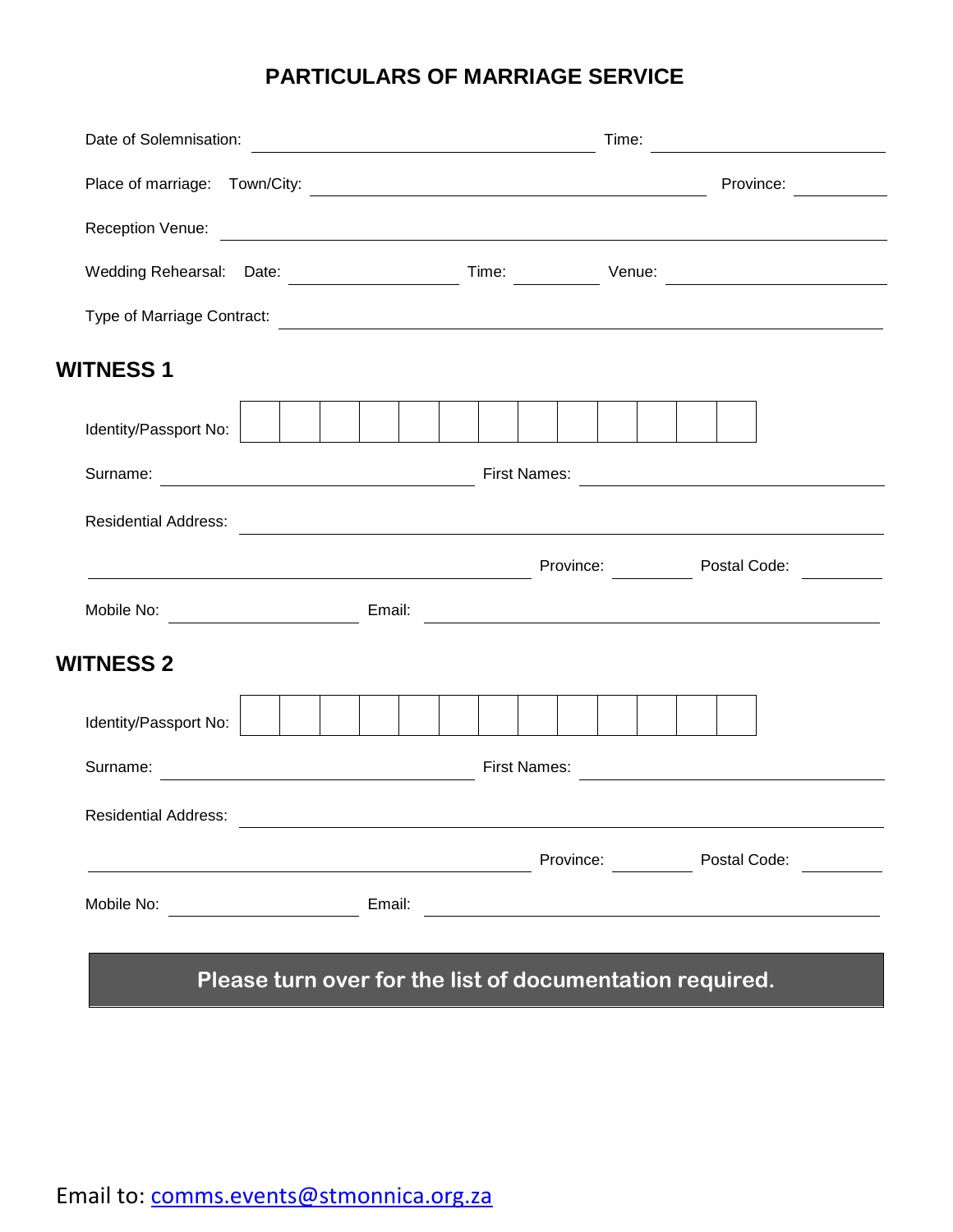# PARTICULARS OF MARRIAGE SERVICE

Date of Solemnisation: ______________________________ Time: ____________________

Place of marriage: Town/City: ______________________________ Province: __________

Reception Venue: ____________________________________________________________

Wedding Rehearsal: Date: ______________ Time: ________ Venue: ________________

Type of Marriage Contract: _____________________________________________________

## WITNESS 1

Identity/Passport No: | | | | | | | | | | | | | |

Surname: ___________________________ First Names: ___________________________

Residential Address: ______________________________________________________

______________________________________ Province: ________ Postal Code: ________

Mobile No: ________________ Email: ________________________________________

## WITNESS 2

Identity/Passport No: | | | | | | | | | | | | | |

Surname: ___________________________ First Names: ___________________________

Residential Address: ______________________________________________________

______________________________________ Province: ________ Postal Code: ________

Mobile No: ________________ Email: ________________________________________

**Please turn over for the list of documentation required.**

Email to: comms.events@stmonnica.org.za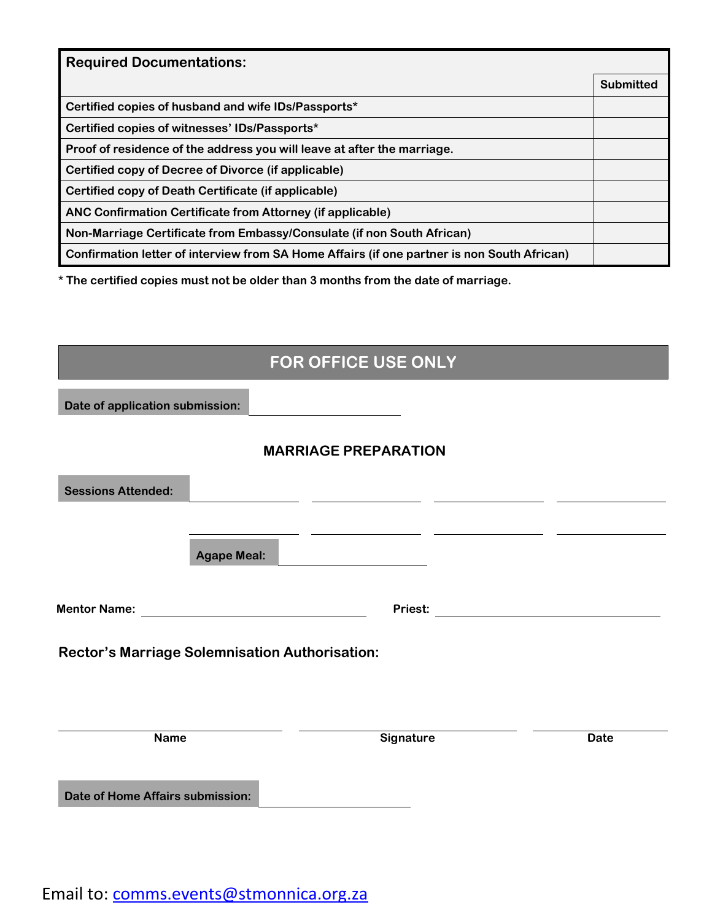| Required Documentations: | Submitted |
| --- | --- |
| Certified copies of husband and wife IDs/Passports* | |
| Certified copies of witnesses' IDs/Passports* | |
| Proof of residence of the address you will leave at after the marriage. | |
| Certified copy of Decree of Divorce (if applicable) | |
| Certified copy of Death Certificate (if applicable) | |
| ANC Confirmation Certificate from Attorney (if applicable) | |
| Non-Marriage Certificate from Embassy/Consulate (if non South African) | |
| Confirmation letter of interview from SA Home Affairs (if one partner is non South African) | |

**\* The certified copies must not be older than 3 months from the date of marriage.**

## FOR OFFICE USE ONLY

**Date of application submission:** ____________________

### MARRIAGE PREPARATION

**Sessions Attended:** ____________ ____________ ____________ ____________

____________ ____________ ____________ ____________

**Agape Meal:** ____________________

**Mentor Name:** ______________________________ **Priest:** ______________________________

**Rector's Marriage Solemnisation Authorisation:**

| ______________________ | ______________________ | ______________ |
| --- | --- | --- |
| **Name** | **Signature** | **Date** |

**Date of Home Affairs submission:** ____________________

Email to: comms.events@stmonnica.org.za